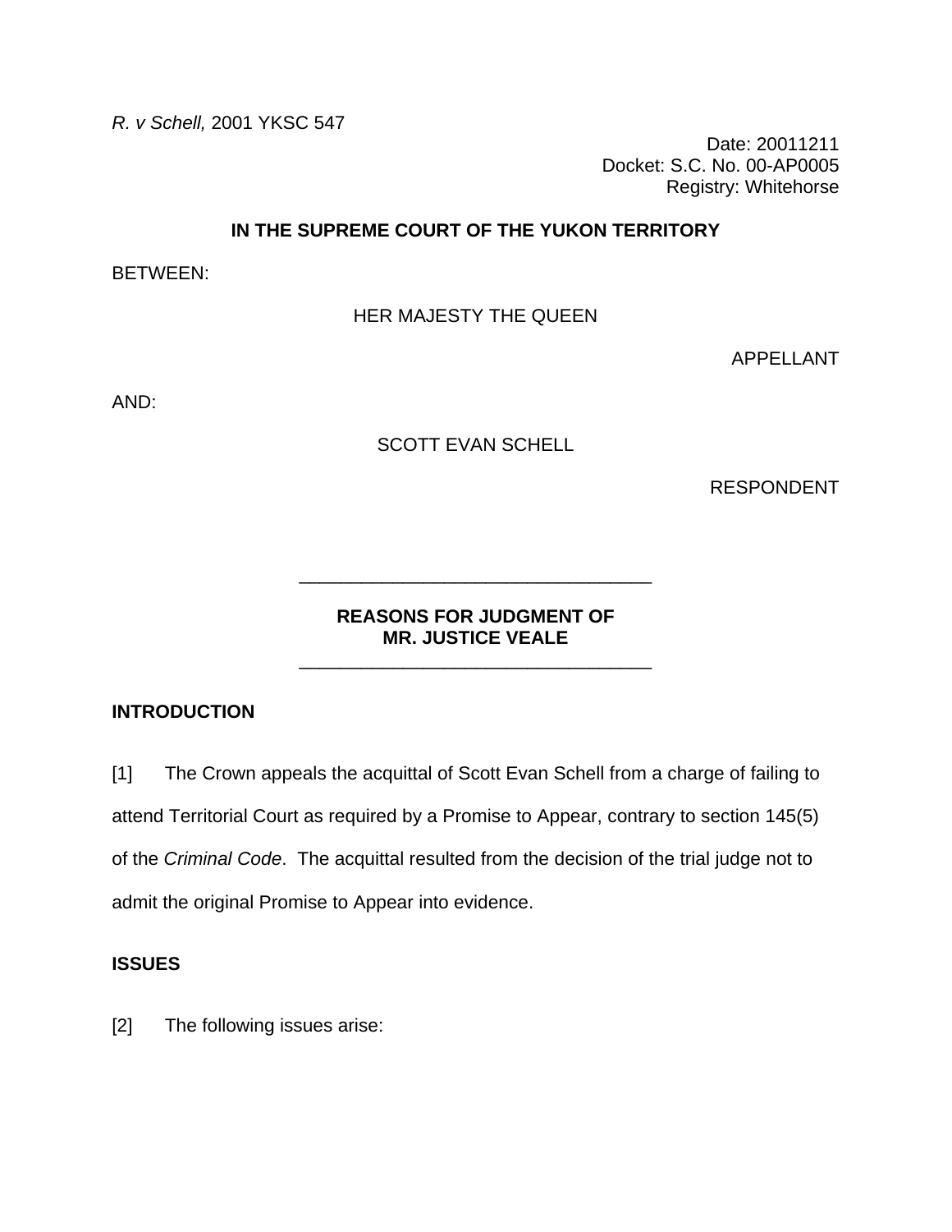*R. v Schell,* 2001 YKSC 547

Date: 20011211
Docket: S.C. No. 00-AP0005
Registry: Whitehorse

**IN THE SUPREME COURT OF THE YUKON TERRITORY**

BETWEEN:

HER MAJESTY THE QUEEN

APPELLANT

AND:

SCOTT EVAN SCHELL

RESPONDENT

---

**REASONS FOR JUDGMENT OF**
**MR. JUSTICE VEALE**

---

## INTRODUCTION

[1] The Crown appeals the acquittal of Scott Evan Schell from a charge of failing to attend Territorial Court as required by a Promise to Appear, contrary to section 145(5) of the *Criminal Code*. The acquittal resulted from the decision of the trial judge not to admit the original Promise to Appear into evidence.

## ISSUES

[2] The following issues arise: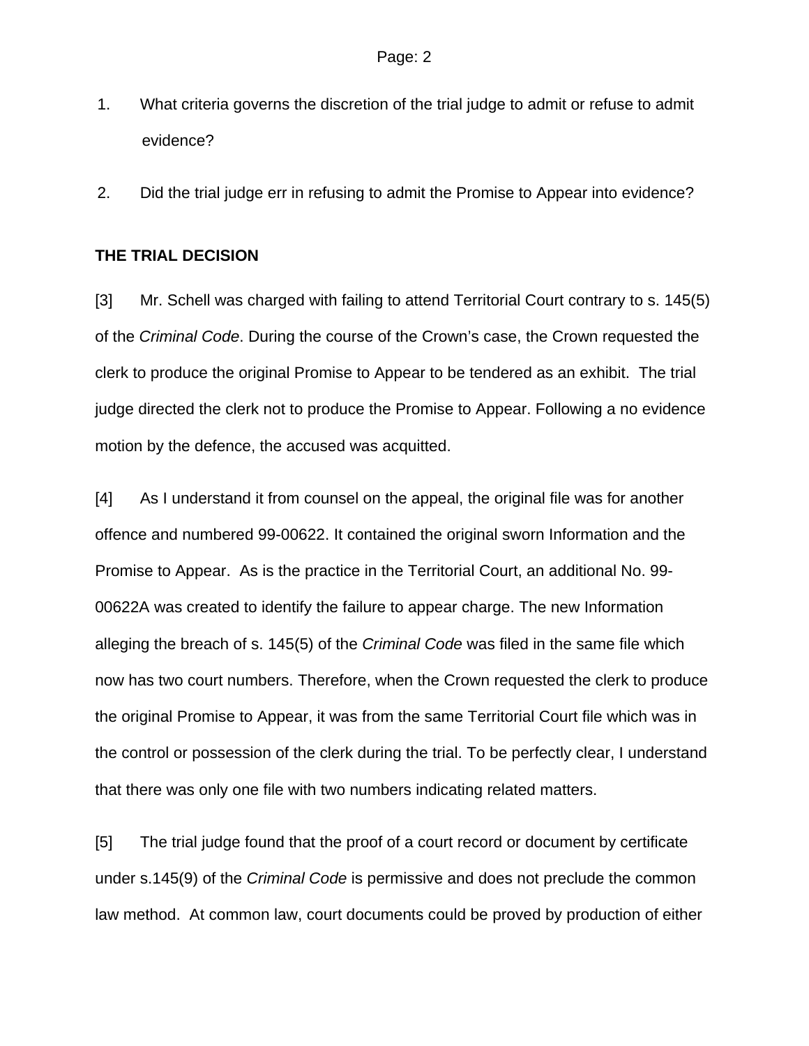1. What criteria governs the discretion of the trial judge to admit or refuse to admit evidence?

2. Did the trial judge err in refusing to admit the Promise to Appear into evidence?

**THE TRIAL DECISION**

[3] Mr. Schell was charged with failing to attend Territorial Court contrary to s. 145(5) of the *Criminal Code*. During the course of the Crown's case, the Crown requested the clerk to produce the original Promise to Appear to be tendered as an exhibit. The trial judge directed the clerk not to produce the Promise to Appear. Following a no evidence motion by the defence, the accused was acquitted.

[4] As I understand it from counsel on the appeal, the original file was for another offence and numbered 99-00622. It contained the original sworn Information and the Promise to Appear. As is the practice in the Territorial Court, an additional No. 99-00622A was created to identify the failure to appear charge. The new Information alleging the breach of s. 145(5) of the *Criminal Code* was filed in the same file which now has two court numbers. Therefore, when the Crown requested the clerk to produce the original Promise to Appear, it was from the same Territorial Court file which was in the control or possession of the clerk during the trial. To be perfectly clear, I understand that there was only one file with two numbers indicating related matters.

[5] The trial judge found that the proof of a court record or document by certificate under s.145(9) of the *Criminal Code* is permissive and does not preclude the common law method. At common law, court documents could be proved by production of either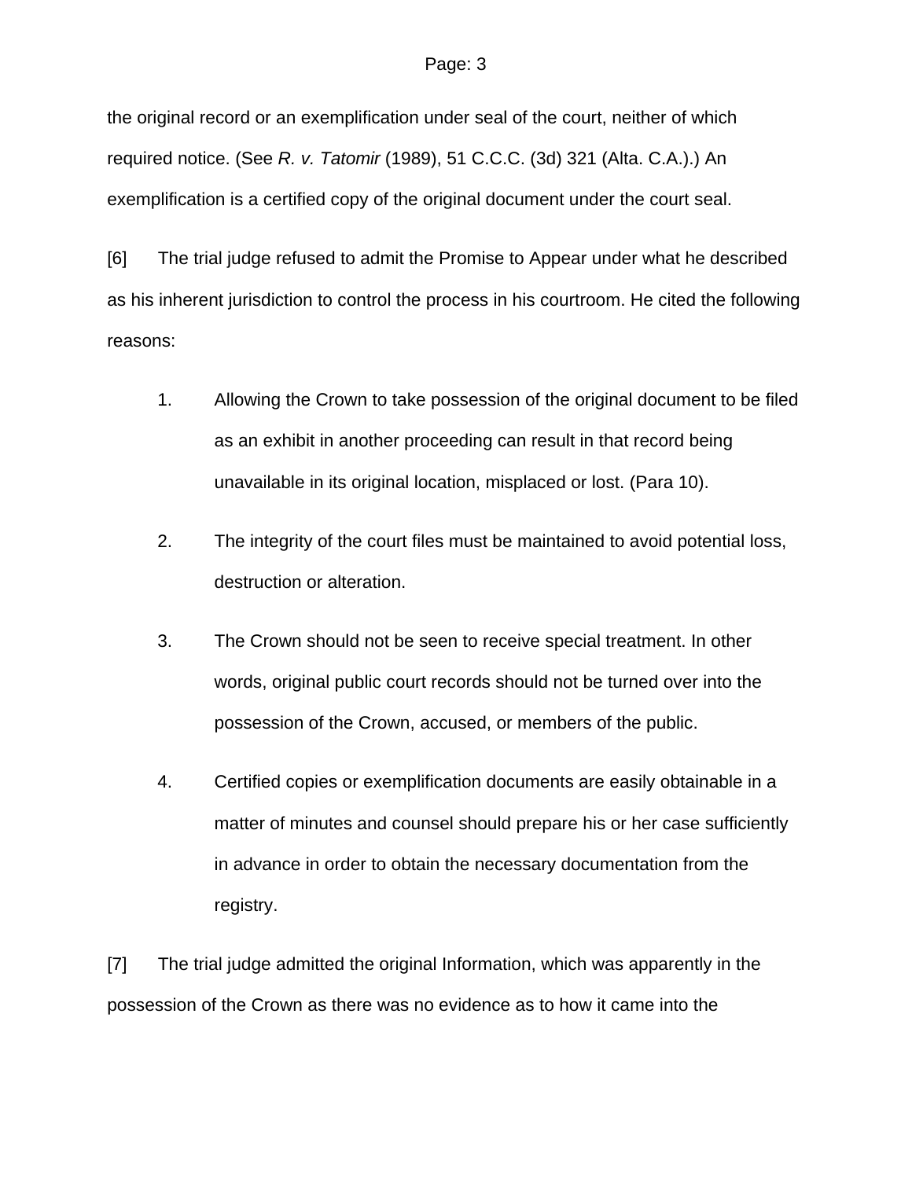the original record or an exemplification under seal of the court, neither of which required notice. (See *R. v. Tatomir* (1989), 51 C.C.C. (3d) 321 (Alta. C.A.).) An exemplification is a certified copy of the original document under the court seal.

[6] The trial judge refused to admit the Promise to Appear under what he described as his inherent jurisdiction to control the process in his courtroom. He cited the following reasons:

1. Allowing the Crown to take possession of the original document to be filed as an exhibit in another proceeding can result in that record being unavailable in its original location, misplaced or lost. (Para 10).

2. The integrity of the court files must be maintained to avoid potential loss, destruction or alteration.

3. The Crown should not be seen to receive special treatment. In other words, original public court records should not be turned over into the possession of the Crown, accused, or members of the public.

4. Certified copies or exemplification documents are easily obtainable in a matter of minutes and counsel should prepare his or her case sufficiently in advance in order to obtain the necessary documentation from the registry.

[7] The trial judge admitted the original Information, which was apparently in the possession of the Crown as there was no evidence as to how it came into the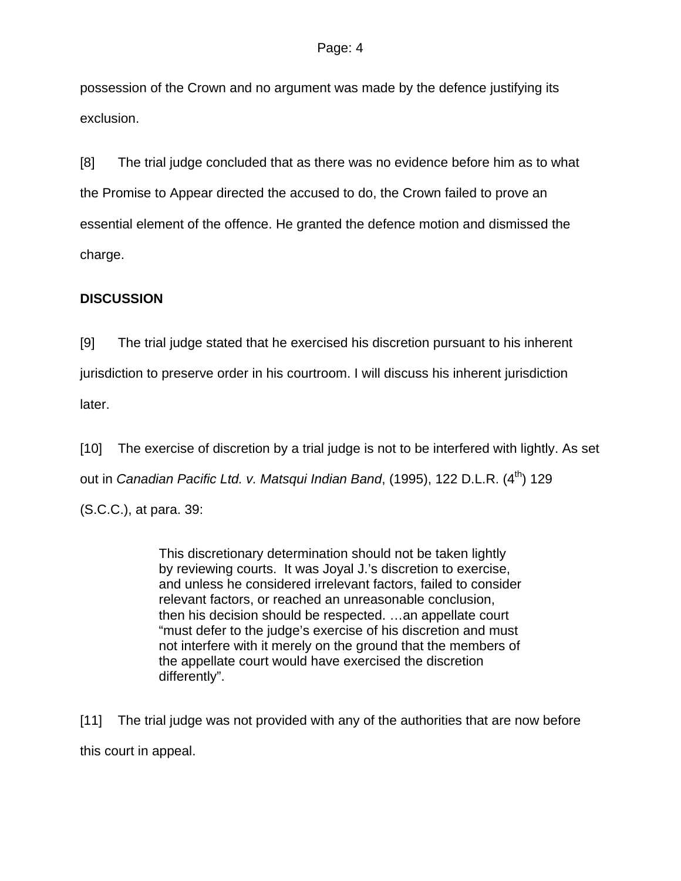possession of the Crown and no argument was made by the defence justifying its exclusion.

[8] The trial judge concluded that as there was no evidence before him as to what the Promise to Appear directed the accused to do, the Crown failed to prove an essential element of the offence. He granted the defence motion and dismissed the charge.

## DISCUSSION

[9] The trial judge stated that he exercised his discretion pursuant to his inherent jurisdiction to preserve order in his courtroom. I will discuss his inherent jurisdiction later.

[10] The exercise of discretion by a trial judge is not to be interfered with lightly. As set out in *Canadian Pacific Ltd. v. Matsqui Indian Band*, (1995), 122 D.L.R. (4th) 129 (S.C.C.), at para. 39:

> This discretionary determination should not be taken lightly by reviewing courts. It was Joyal J.'s discretion to exercise, and unless he considered irrelevant factors, failed to consider relevant factors, or reached an unreasonable conclusion, then his decision should be respected. …an appellate court "must defer to the judge's exercise of his discretion and must not interfere with it merely on the ground that the members of the appellate court would have exercised the discretion differently".

[11] The trial judge was not provided with any of the authorities that are now before this court in appeal.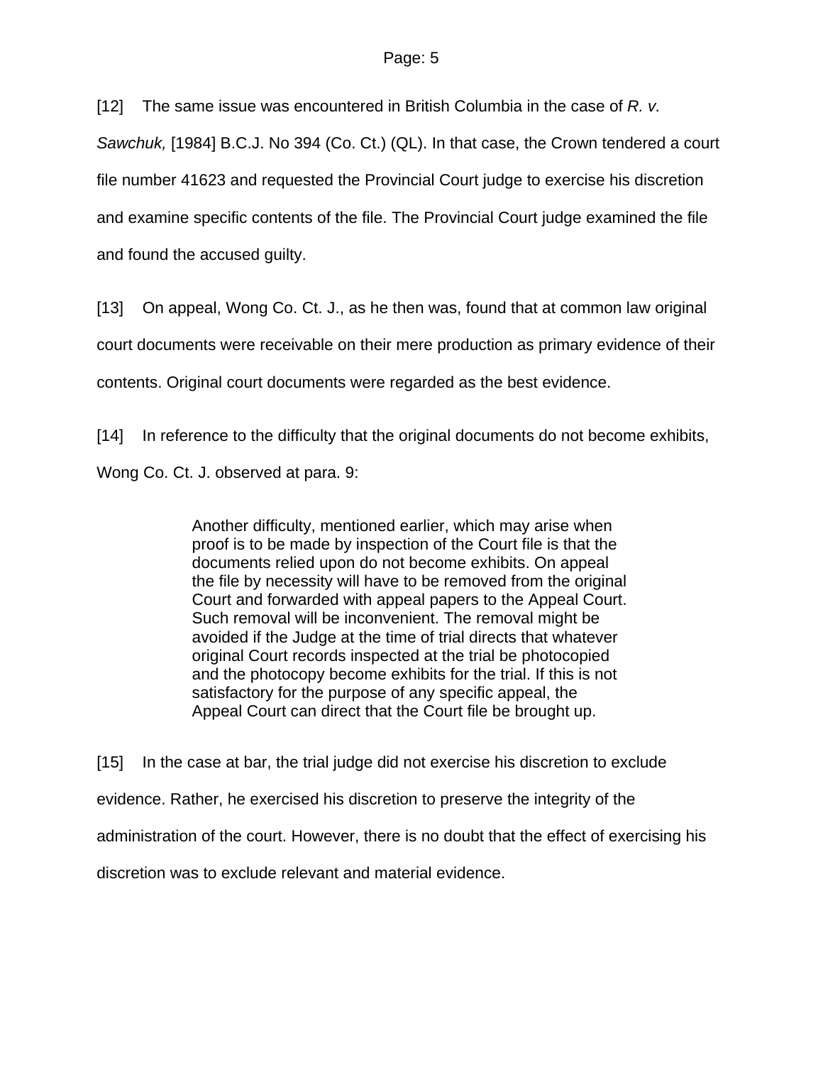[12] The same issue was encountered in British Columbia in the case of *R. v. Sawchuk,* [1984] B.C.J. No 394 (Co. Ct.) (QL). In that case, the Crown tendered a court file number 41623 and requested the Provincial Court judge to exercise his discretion and examine specific contents of the file. The Provincial Court judge examined the file and found the accused guilty.

[13] On appeal, Wong Co. Ct. J., as he then was, found that at common law original court documents were receivable on their mere production as primary evidence of their contents. Original court documents were regarded as the best evidence.

[14] In reference to the difficulty that the original documents do not become exhibits, Wong Co. Ct. J. observed at para. 9:

> Another difficulty, mentioned earlier, which may arise when proof is to be made by inspection of the Court file is that the documents relied upon do not become exhibits. On appeal the file by necessity will have to be removed from the original Court and forwarded with appeal papers to the Appeal Court. Such removal will be inconvenient. The removal might be avoided if the Judge at the time of trial directs that whatever original Court records inspected at the trial be photocopied and the photocopy become exhibits for the trial. If this is not satisfactory for the purpose of any specific appeal, the Appeal Court can direct that the Court file be brought up.

[15] In the case at bar, the trial judge did not exercise his discretion to exclude evidence. Rather, he exercised his discretion to preserve the integrity of the administration of the court. However, there is no doubt that the effect of exercising his discretion was to exclude relevant and material evidence.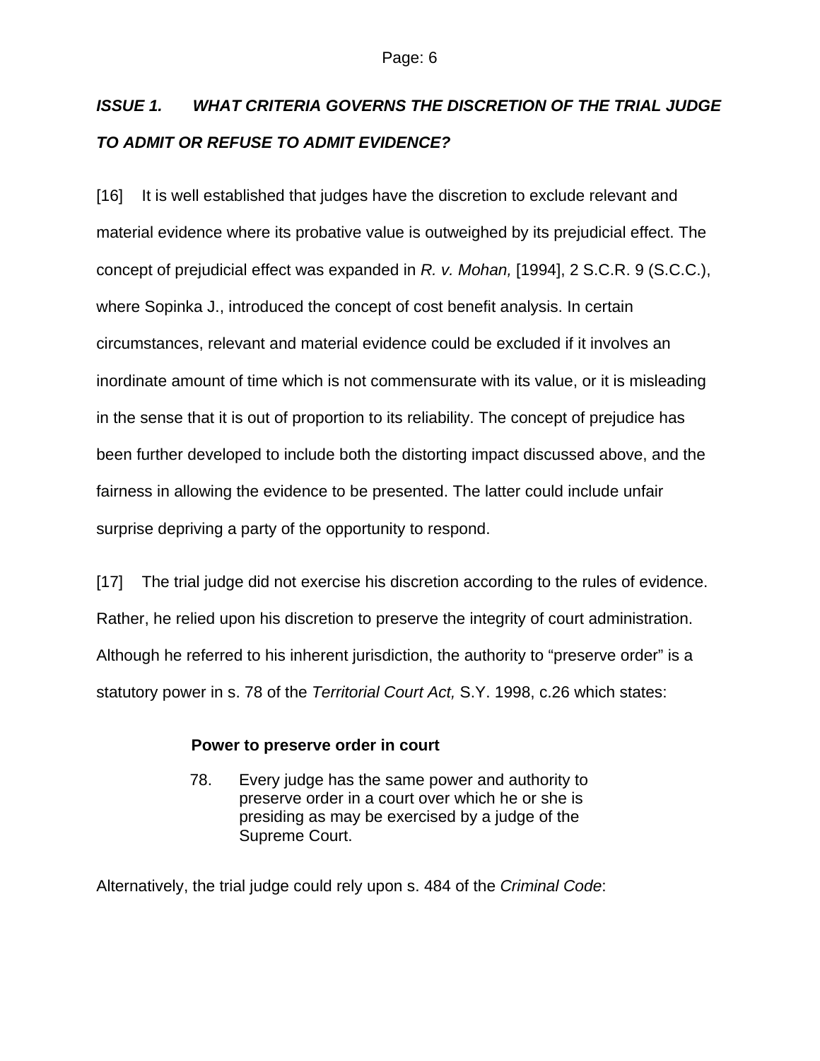## *ISSUE 1. WHAT CRITERIA GOVERNS THE DISCRETION OF THE TRIAL JUDGE TO ADMIT OR REFUSE TO ADMIT EVIDENCE?*

[16] It is well established that judges have the discretion to exclude relevant and material evidence where its probative value is outweighed by its prejudicial effect. The concept of prejudicial effect was expanded in *R. v. Mohan,* [1994], 2 S.C.R. 9 (S.C.C.), where Sopinka J., introduced the concept of cost benefit analysis. In certain circumstances, relevant and material evidence could be excluded if it involves an inordinate amount of time which is not commensurate with its value, or it is misleading in the sense that it is out of proportion to its reliability. The concept of prejudice has been further developed to include both the distorting impact discussed above, and the fairness in allowing the evidence to be presented. The latter could include unfair surprise depriving a party of the opportunity to respond.

[17] The trial judge did not exercise his discretion according to the rules of evidence. Rather, he relied upon his discretion to preserve the integrity of court administration. Although he referred to his inherent jurisdiction, the authority to "preserve order" is a statutory power in s. 78 of the *Territorial Court Act,* S.Y. 1998, c.26 which states:

> **Power to preserve order in court**
>
> 78. Every judge has the same power and authority to preserve order in a court over which he or she is presiding as may be exercised by a judge of the Supreme Court.

Alternatively, the trial judge could rely upon s. 484 of the *Criminal Code*: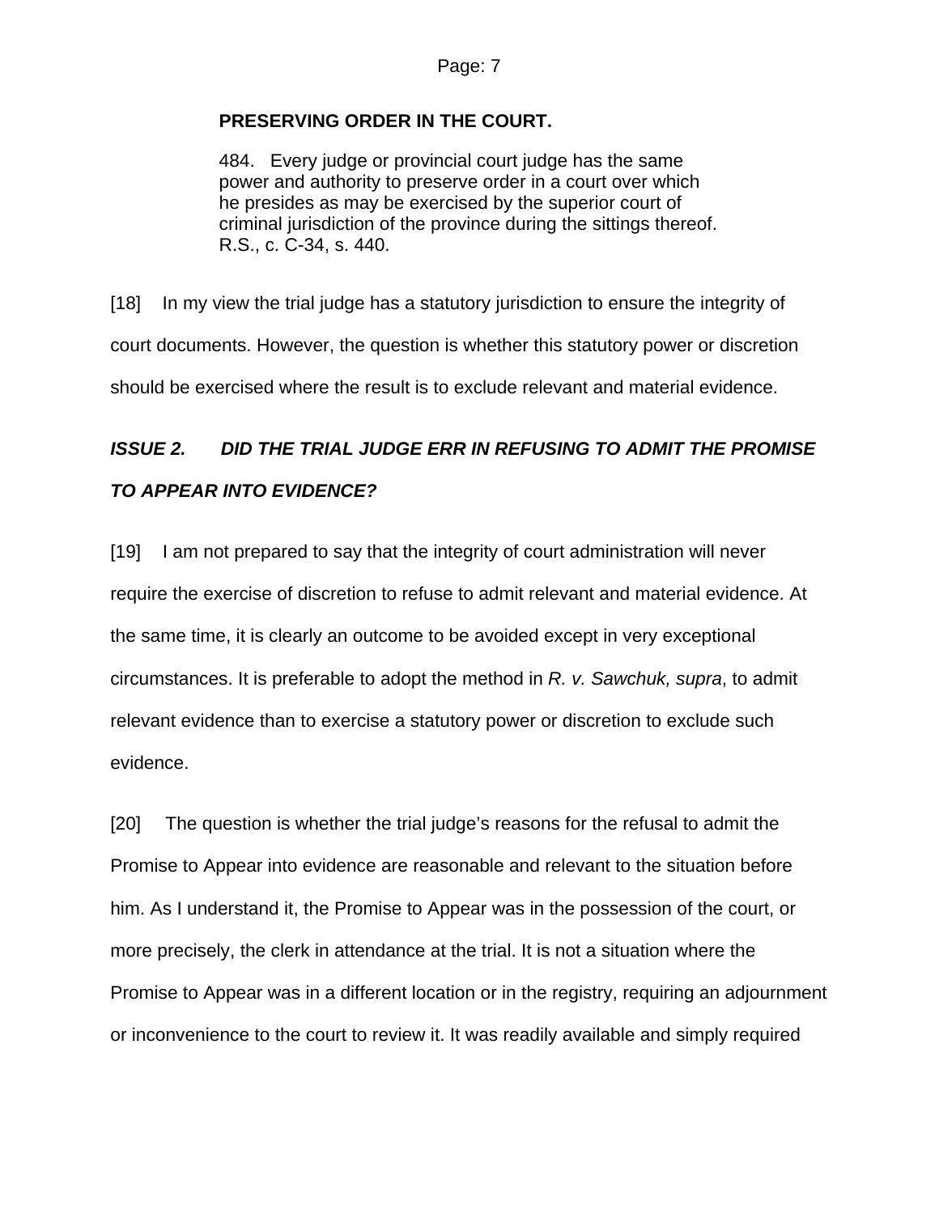**PRESERVING ORDER IN THE COURT.**

> 484. Every judge or provincial court judge has the same power and authority to preserve order in a court over which he presides as may be exercised by the superior court of criminal jurisdiction of the province during the sittings thereof. R.S., c. C-34, s. 440.

[18] In my view the trial judge has a statutory jurisdiction to ensure the integrity of court documents. However, the question is whether this statutory power or discretion should be exercised where the result is to exclude relevant and material evidence.

***ISSUE 2. DID THE TRIAL JUDGE ERR IN REFUSING TO ADMIT THE PROMISE TO APPEAR INTO EVIDENCE?***

[19] I am not prepared to say that the integrity of court administration will never require the exercise of discretion to refuse to admit relevant and material evidence. At the same time, it is clearly an outcome to be avoided except in very exceptional circumstances. It is preferable to adopt the method in *R. v. Sawchuk, supra*, to admit relevant evidence than to exercise a statutory power or discretion to exclude such evidence.

[20] The question is whether the trial judge's reasons for the refusal to admit the Promise to Appear into evidence are reasonable and relevant to the situation before him. As I understand it, the Promise to Appear was in the possession of the court, or more precisely, the clerk in attendance at the trial. It is not a situation where the Promise to Appear was in a different location or in the registry, requiring an adjournment or inconvenience to the court to review it. It was readily available and simply required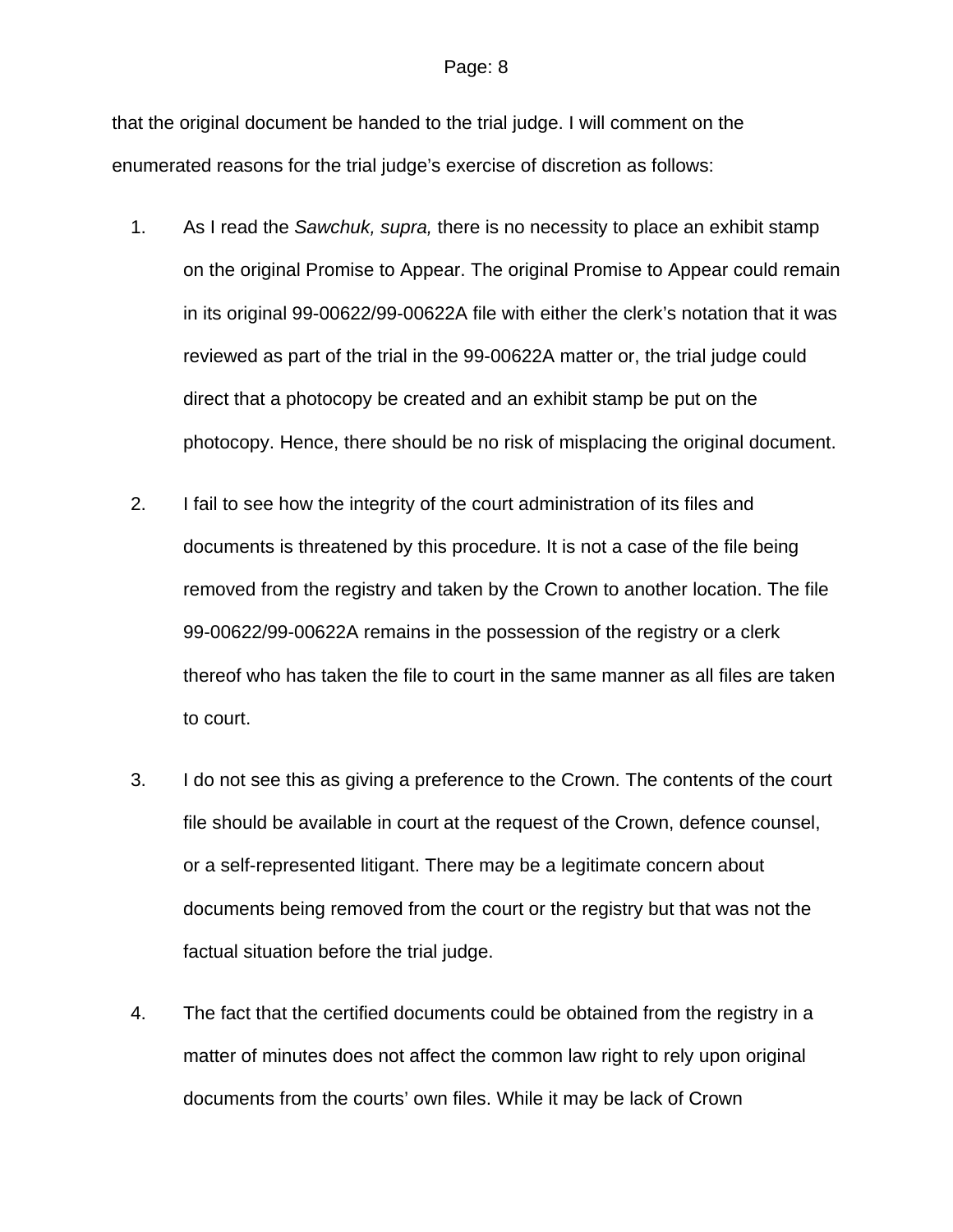that the original document be handed to the trial judge. I will comment on the enumerated reasons for the trial judge's exercise of discretion as follows:

1. As I read the *Sawchuk, supra,* there is no necessity to place an exhibit stamp on the original Promise to Appear. The original Promise to Appear could remain in its original 99-00622/99-00622A file with either the clerk's notation that it was reviewed as part of the trial in the 99-00622A matter or, the trial judge could direct that a photocopy be created and an exhibit stamp be put on the photocopy. Hence, there should be no risk of misplacing the original document.

2. I fail to see how the integrity of the court administration of its files and documents is threatened by this procedure. It is not a case of the file being removed from the registry and taken by the Crown to another location. The file 99-00622/99-00622A remains in the possession of the registry or a clerk thereof who has taken the file to court in the same manner as all files are taken to court.

3. I do not see this as giving a preference to the Crown. The contents of the court file should be available in court at the request of the Crown, defence counsel, or a self-represented litigant. There may be a legitimate concern about documents being removed from the court or the registry but that was not the factual situation before the trial judge.

4. The fact that the certified documents could be obtained from the registry in a matter of minutes does not affect the common law right to rely upon original documents from the courts' own files. While it may be lack of Crown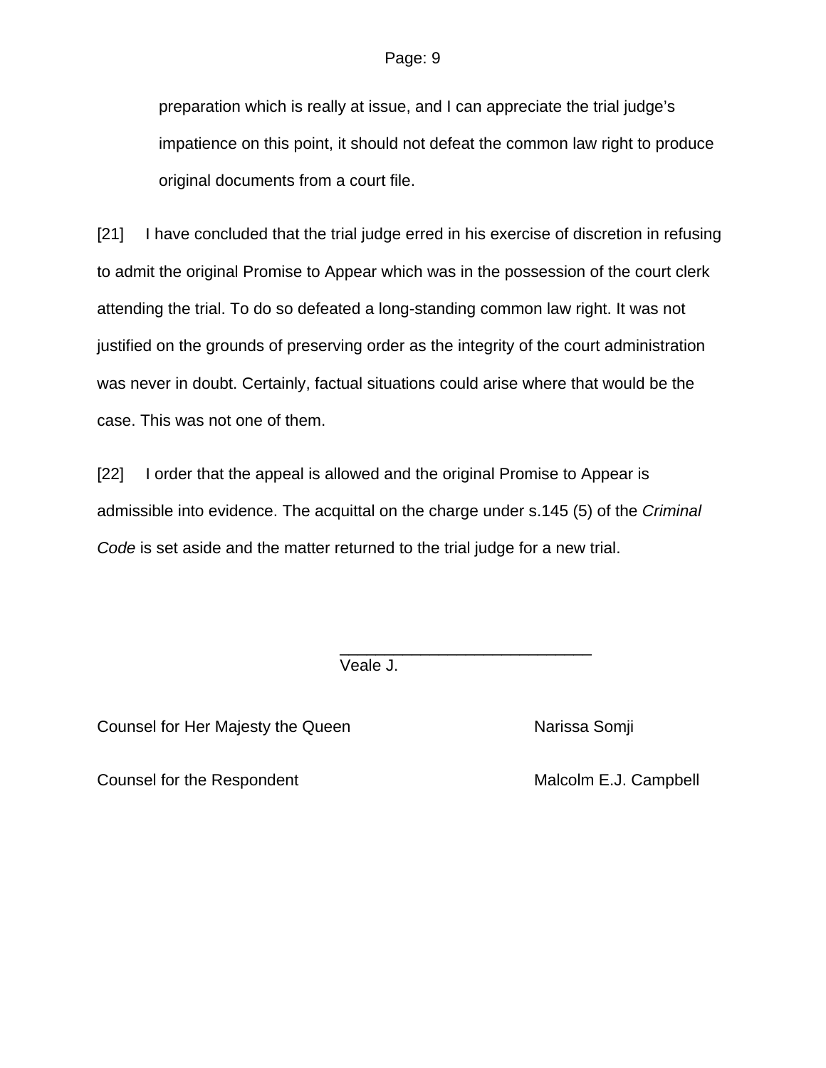> preparation which is really at issue, and I can appreciate the trial judge's impatience on this point, it should not defeat the common law right to produce original documents from a court file.

[21] I have concluded that the trial judge erred in his exercise of discretion in refusing to admit the original Promise to Appear which was in the possession of the court clerk attending the trial. To do so defeated a long-standing common law right. It was not justified on the grounds of preserving order as the integrity of the court administration was never in doubt. Certainly, factual situations could arise where that would be the case. This was not one of them.

[22] I order that the appeal is allowed and the original Promise to Appear is admissible into evidence. The acquittal on the charge under s.145 (5) of the *Criminal Code* is set aside and the matter returned to the trial judge for a new trial.

___________________________
Veale J.

Counsel for Her Majesty the Queen — Narissa Somji

Counsel for the Respondent — Malcolm E.J. Campbell